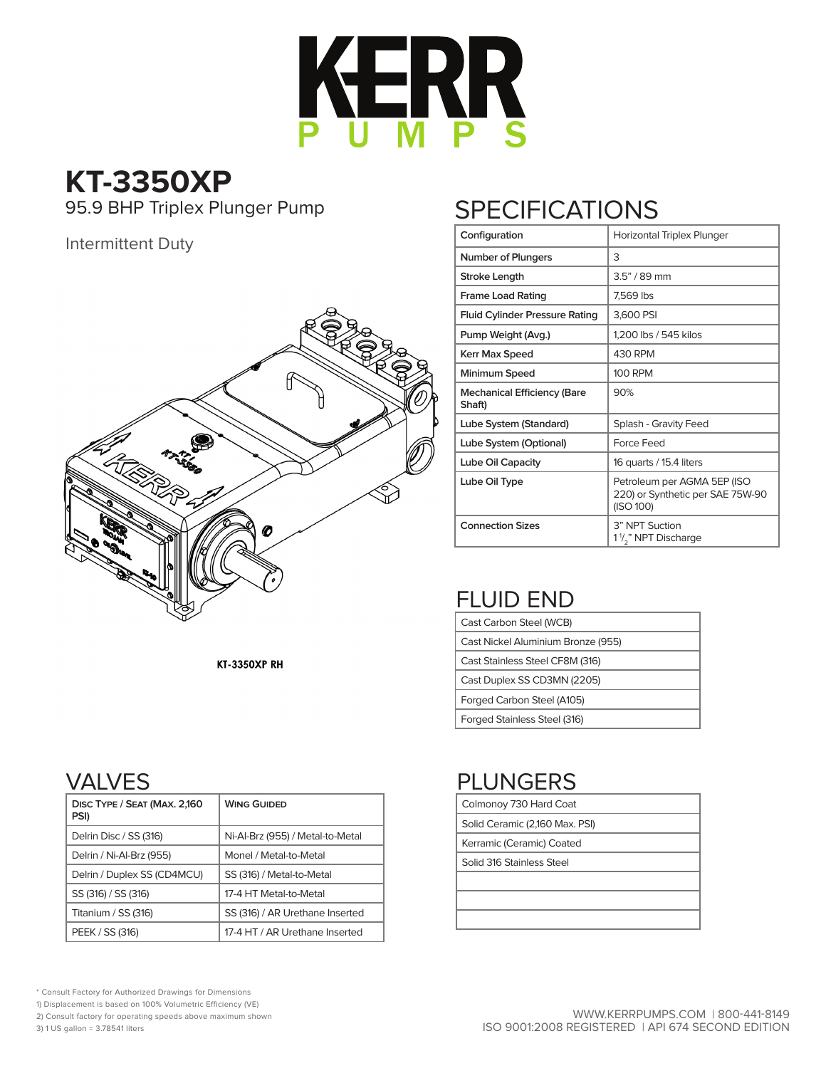# KERR PUMPS

## KT-3350XP

95.9 BHP Triplex Plunger Pump

Intermittent Duty

KT-3350XP RH

## SPECIFICATIONS

| Configuration | Horizontal Triplex Plunger |
|---|---|
| Number of Plungers | 3 |
| Stroke Length | 3.5" / 89 mm |
| Frame Load Rating | 7,569 lbs |
| Fluid Cylinder Pressure Rating | 3,600 PSI |
| Pump Weight (Avg.) | 1,200 lbs / 545 kilos |
| Kerr Max Speed | 430 RPM |
| Minimum Speed | 100 RPM |
| Mechanical Efficiency (Bare Shaft) | 90% |
| Lube System (Standard) | Splash - Gravity Feed |
| Lube System (Optional) | Force Feed |
| Lube Oil Capacity | 16 quarts / 15.4 liters |
| Lube Oil Type | Petroleum per AGMA 5EP (ISO 220) or Synthetic per SAE 75W-90 (ISO 100) |
| Connection Sizes | 3" NPT Suction<br>1 1/2" NPT Discharge |

## FLUID END

| |
|---|
| Cast Carbon Steel (WCB) |
| Cast Nickel Aluminium Bronze (955) |
| Cast Stainless Steel CF8M (316) |
| Cast Duplex SS CD3MN (2205) |
| Forged Carbon Steel (A105) |
| Forged Stainless Steel (316) |

## VALVES

| Disc Type / Seat (Max. 2,160 PSI) | Wing Guided |
|---|---|
| Delrin Disc / SS (316) | Ni-Al-Brz (955) / Metal-to-Metal |
| Delrin / Ni-Al-Brz (955) | Monel / Metal-to-Metal |
| Delrin / Duplex SS (CD4MCU) | SS (316) / Metal-to-Metal |
| SS (316) / SS (316) | 17-4 HT Metal-to-Metal |
| Titanium / SS (316) | SS (316) / AR Urethane Inserted |
| PEEK / SS (316) | 17-4 HT / AR Urethane Inserted |

## PLUNGERS

| |
|---|
| Colmonoy 730 Hard Coat |
| Solid Ceramic (2,160 Max. PSI) |
| Kerramic (Ceramic) Coated |
| Solid 316 Stainless Steel |
| |
| |
| |

\* Consult Factory for Authorized Drawings for Dimensions
1) Displacement is based on 100% Volumetric Efficiency (VE)
2) Consult factory for operating speeds above maximum shown
3) 1 US gallon = 3.78541 liters

WWW.KERRPUMPS.COM | 800-441-8149
ISO 9001:2008 REGISTERED | API 674 SECOND EDITION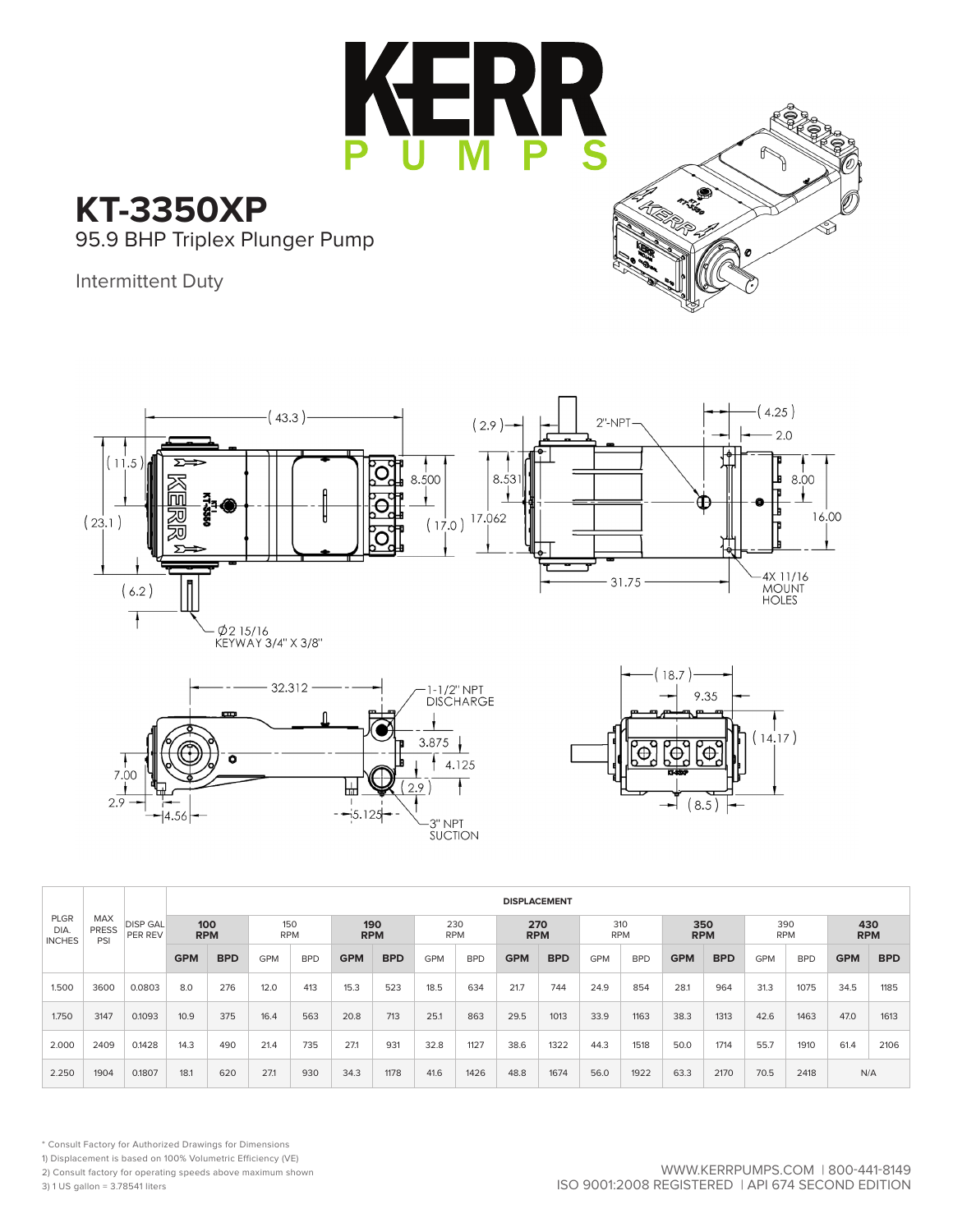# KERR PUMPS

## KT-3350XP

95.9 BHP Triplex Plunger Pump

Intermittent Duty

(43.3)
(11.5)
(23.1)
(6.2)
Ø2 15/16
KEYWAY 3/4" X 3/8"
8.500
(17.0)
(2.9)
2"-NPT
8.531
17.062
31.75
(4.25)
2.0
8.00
16.00
4X 11/16
MOUNT
HOLES
32.312
1-1/2" NPT
DISCHARGE
3.875
4.125
(2.9)
7.00
2.9
4.56
5.125
3" NPT
SUCTION
(18.7)
9.35
(14.17)
(8.5)

| PLGR DIA. INCHES | MAX PRESS PSI | DISP GAL PER REV | DISPLACEMENT | | | | | | | | | | | | | | | | | |
|---|---|---|---|---|---|---|---|---|---|---|---|---|---|---|---|---|---|---|---|---|
| | | | **100 RPM** | | 150 RPM | | **190 RPM** | | 230 RPM | | **270 RPM** | | 310 RPM | | **350 RPM** | | 390 RPM | | **430 RPM** | |
| | | | **GPM** | **BPD** | GPM | BPD | **GPM** | **BPD** | GPM | BPD | **GPM** | **BPD** | GPM | BPD | **GPM** | **BPD** | GPM | BPD | **GPM** | **BPD** |
| 1.500 | 3600 | 0.0803 | 8.0 | 276 | 12.0 | 413 | 15.3 | 523 | 18.5 | 634 | 21.7 | 744 | 24.9 | 854 | 28.1 | 964 | 31.3 | 1075 | 34.5 | 1185 |
| 1.750 | 3147 | 0.1093 | 10.9 | 375 | 16.4 | 563 | 20.8 | 713 | 25.1 | 863 | 29.5 | 1013 | 33.9 | 1163 | 38.3 | 1313 | 42.6 | 1463 | 47.0 | 1613 |
| 2.000 | 2409 | 0.1428 | 14.3 | 490 | 21.4 | 735 | 27.1 | 931 | 32.8 | 1127 | 38.6 | 1322 | 44.3 | 1518 | 50.0 | 1714 | 55.7 | 1910 | 61.4 | 2106 |
| 2.250 | 1904 | 0.1807 | 18.1 | 620 | 27.1 | 930 | 34.3 | 1178 | 41.6 | 1426 | 48.8 | 1674 | 56.0 | 1922 | 63.3 | 2170 | 70.5 | 2418 | N/A | |

\* Consult Factory for Authorized Drawings for Dimensions

1) Displacement is based on 100% Volumetric Efficiency (VE)

2) Consult factory for operating speeds above maximum shown

3) 1 US gallon = 3.78541 liters

WWW.KERRPUMPS.COM | 800-441-8149
ISO 9001:2008 REGISTERED | API 674 SECOND EDITION